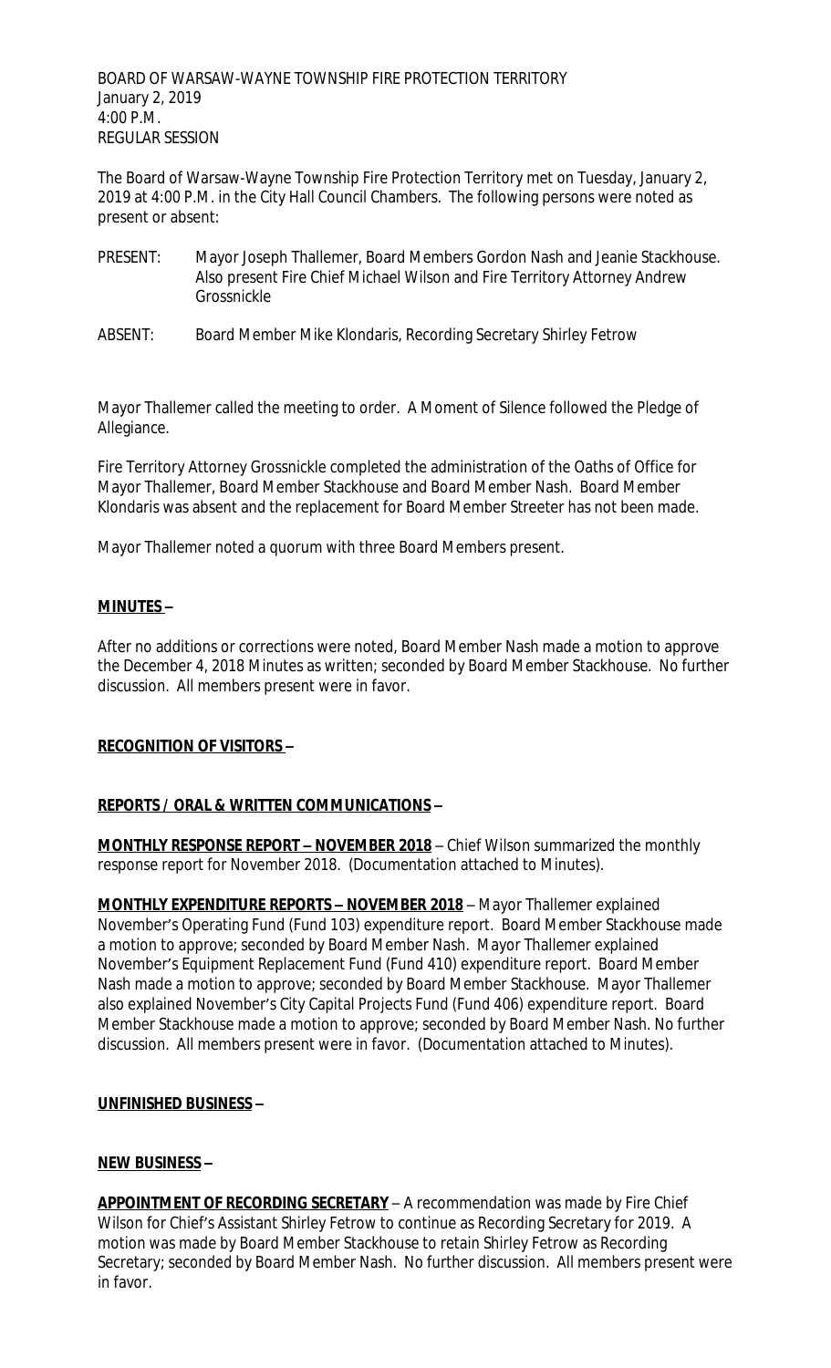BOARD OF WARSAW-WAYNE TOWNSHIP FIRE PROTECTION TERRITORY
January 2, 2019
4:00 P.M.
REGULAR SESSION

The Board of Warsaw-Wayne Township Fire Protection Territory met on Tuesday, January 2, 2019 at 4:00 P.M. in the City Hall Council Chambers. The following persons were noted as present or absent:

PRESENT: Mayor Joseph Thallemer, Board Members Gordon Nash and Jeanie Stackhouse. Also present Fire Chief Michael Wilson and Fire Territory Attorney Andrew Grossnickle

ABSENT: Board Member Mike Klondaris, Recording Secretary Shirley Fetrow

Mayor Thallemer called the meeting to order. A Moment of Silence followed the Pledge of Allegiance.

Fire Territory Attorney Grossnickle completed the administration of the Oaths of Office for Mayor Thallemer, Board Member Stackhouse and Board Member Nash. Board Member Klondaris was absent and the replacement for Board Member Streeter has not been made.

Mayor Thallemer noted a quorum with three Board Members present.

**MINUTES –**

After no additions or corrections were noted, Board Member Nash made a motion to approve the December 4, 2018 Minutes as written; seconded by Board Member Stackhouse. No further discussion. All members present were in favor.

**RECOGNITION OF VISITORS –**

**REPORTS / ORAL & WRITTEN COMMUNICATIONS –**

**MONTHLY RESPONSE REPORT – NOVEMBER 2018** – Chief Wilson summarized the monthly response report for November 2018. (Documentation attached to Minutes).

**MONTHLY EXPENDITURE REPORTS – NOVEMBER 2018** – Mayor Thallemer explained November's Operating Fund (Fund 103) expenditure report. Board Member Stackhouse made a motion to approve; seconded by Board Member Nash. Mayor Thallemer explained November's Equipment Replacement Fund (Fund 410) expenditure report. Board Member Nash made a motion to approve; seconded by Board Member Stackhouse. Mayor Thallemer also explained November's City Capital Projects Fund (Fund 406) expenditure report. Board Member Stackhouse made a motion to approve; seconded by Board Member Nash. No further discussion. All members present were in favor. (Documentation attached to Minutes).

**UNFINISHED BUSINESS –**

**NEW BUSINESS –**

**APPOINTMENT OF RECORDING SECRETARY** – A recommendation was made by Fire Chief Wilson for Chief's Assistant Shirley Fetrow to continue as Recording Secretary for 2019. A motion was made by Board Member Stackhouse to retain Shirley Fetrow as Recording Secretary; seconded by Board Member Nash. No further discussion. All members present were in favor.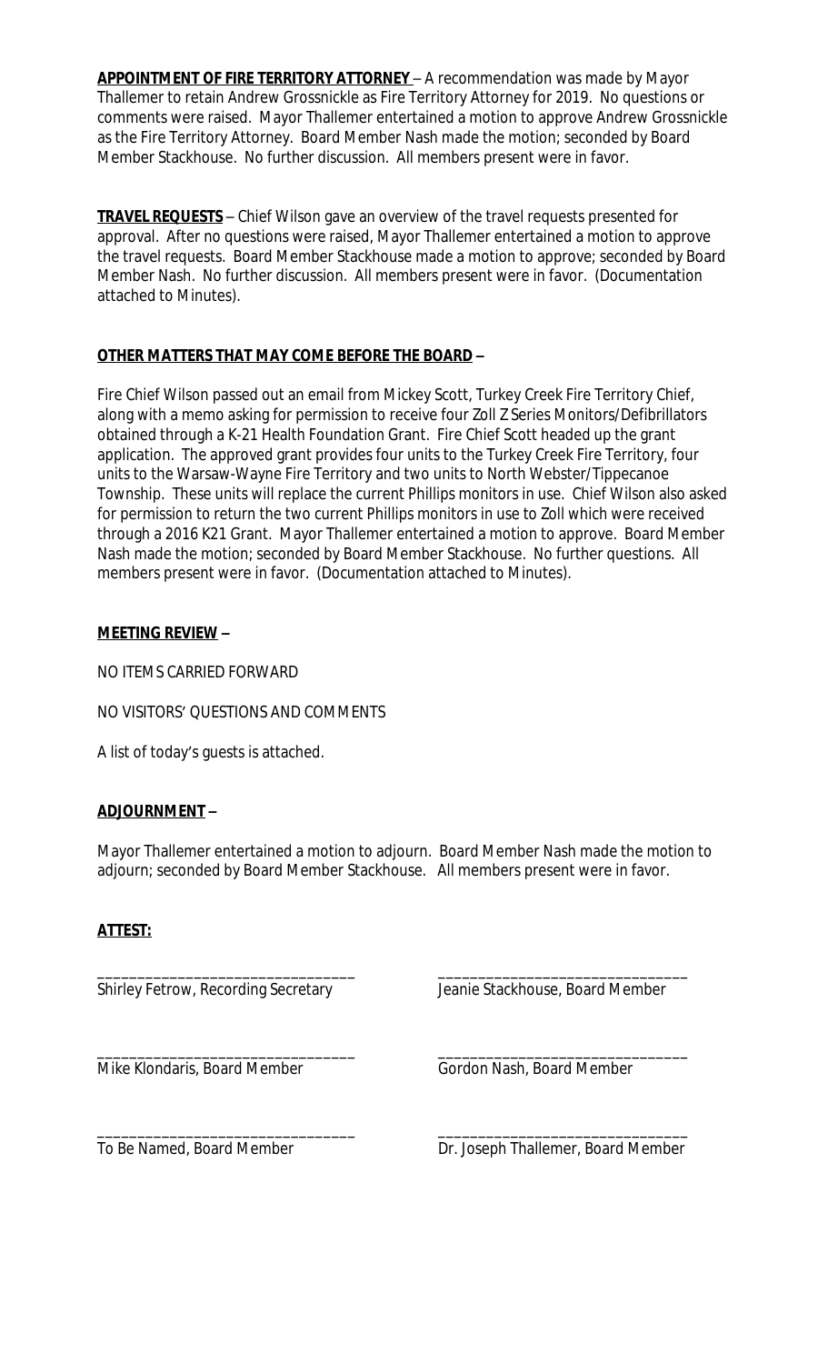**APPOINTMENT OF FIRE TERRITORY ATTORNEY** – A recommendation was made by Mayor Thallemer to retain Andrew Grossnickle as Fire Territory Attorney for 2019. No questions or comments were raised. Mayor Thallemer entertained a motion to approve Andrew Grossnickle as the Fire Territory Attorney. Board Member Nash made the motion; seconded by Board Member Stackhouse. No further discussion. All members present were in favor.

**TRAVEL REQUESTS** – Chief Wilson gave an overview of the travel requests presented for approval. After no questions were raised, Mayor Thallemer entertained a motion to approve the travel requests. Board Member Stackhouse made a motion to approve; seconded by Board Member Nash. No further discussion. All members present were in favor. (Documentation attached to Minutes).

**OTHER MATTERS THAT MAY COME BEFORE THE BOARD –**

Fire Chief Wilson passed out an email from Mickey Scott, Turkey Creek Fire Territory Chief, along with a memo asking for permission to receive four Zoll Z Series Monitors/Defibrillators obtained through a K-21 Health Foundation Grant. Fire Chief Scott headed up the grant application. The approved grant provides four units to the Turkey Creek Fire Territory, four units to the Warsaw-Wayne Fire Territory and two units to North Webster/Tippecanoe Township. These units will replace the current Phillips monitors in use. Chief Wilson also asked for permission to return the two current Phillips monitors in use to Zoll which were received through a 2016 K21 Grant. Mayor Thallemer entertained a motion to approve. Board Member Nash made the motion; seconded by Board Member Stackhouse. No further questions. All members present were in favor. (Documentation attached to Minutes).

**MEETING REVIEW –**

NO ITEMS CARRIED FORWARD

NO VISITORS' QUESTIONS AND COMMENTS

A list of today's guests is attached.

**ADJOURNMENT –**

Mayor Thallemer entertained a motion to adjourn. Board Member Nash made the motion to adjourn; seconded by Board Member Stackhouse. All members present were in favor.

**ATTEST:**

| | |
|---|---|
| ______________________________ | ______________________________ |
| Shirley Fetrow, Recording Secretary | Jeanie Stackhouse, Board Member |
| ______________________________ | ______________________________ |
| Mike Klondaris, Board Member | Gordon Nash, Board Member |
| ______________________________ | ______________________________ |
| To Be Named, Board Member | Dr. Joseph Thallemer, Board Member |